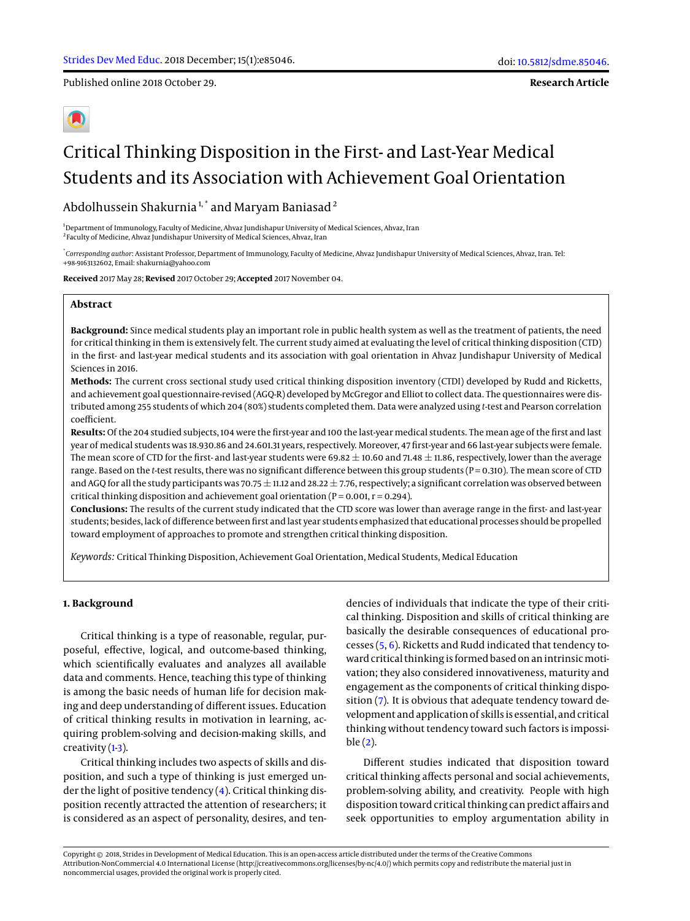Published online 2018 October 29.

**Research Article**

# Critical Thinking Disposition in the First- and Last-Year Medical Students and its Association with Achievement Goal Orientation

Abdolhussein Shakurnia [1,*] and Maryam Baniasad [2]

[1] Department of Immunology, Faculty of Medicine, Ahvaz Jundishapur University of Medical Sciences, Ahvaz, Iran
[2] Faculty of Medicine, Ahvaz Jundishapur University of Medical Sciences, Ahvaz, Iran

[*] *Corresponding author*: Assistant Professor, Department of Immunology, Faculty of Medicine, Ahvaz Jundishapur University of Medical Sciences, Ahvaz, Iran. Tel: +98-9163132602, Email: shakurnia@yahoo.com

**Received** 2017 May 28; **Revised** 2017 October 29; **Accepted** 2017 November 04.

## Abstract

**Background:** Since medical students play an important role in public health system as well as the treatment of patients, the need for critical thinking in them is extensively felt. The current study aimed at evaluating the level of critical thinking disposition (CTD) in the first- and last-year medical students and its association with goal orientation in Ahvaz Jundishapur University of Medical Sciences in 2016.

**Methods:** The current cross sectional study used critical thinking disposition inventory (CTDI) developed by Rudd and Ricketts, and achievement goal questionnaire-revised (AGQ-R) developed by McGregor and Elliot to collect data. The questionnaires were distributed among 255 students of which 204 (80%) students completed them. Data were analyzed using *t*-test and Pearson correlation coefficient.

**Results:** Of the 204 studied subjects, 104 were the first-year and 100 the last-year medical students. The mean age of the first and last year of medical students was 18.930.86 and 24.601.31 years, respectively. Moreover, 47 first-year and 66 last-year subjects were female. The mean score of CTD for the first- and last-year students were $69.82 \pm 10.60$ and $71.48 \pm 11.86$, respectively, lower than the average range. Based on the *t*-test results, there was no significant difference between this group students (P = 0.310). The mean score of CTD and AGQ for all the study participants was $70.75 \pm 11.12$ and $28.22 \pm 7.76$, respectively; a significant correlation was observed between critical thinking disposition and achievement goal orientation (P = 0.001, r = 0.294).

**Conclusions:** The results of the current study indicated that the CTD score was lower than average range in the first- and last-year students; besides, lack of difference between first and last year students emphasized that educational processes should be propelled toward employment of approaches to promote and strengthen critical thinking disposition.

*Keywords:* Critical Thinking Disposition, Achievement Goal Orientation, Medical Students, Medical Education

## 1. Background

Critical thinking is a type of reasonable, regular, purposeful, effective, logical, and outcome-based thinking, which scientifically evaluates and analyzes all available data and comments. Hence, teaching this type of thinking is among the basic needs of human life for decision making and deep understanding of different issues. Education of critical thinking results in motivation in learning, acquiring problem-solving and decision-making skills, and creativity (1-3).

Critical thinking includes two aspects of skills and disposition, and such a type of thinking is just emerged under the light of positive tendency (4). Critical thinking disposition recently attracted the attention of researchers; it is considered as an aspect of personality, desires, and tendencies of individuals that indicate the type of their critical thinking. Disposition and skills of critical thinking are basically the desirable consequences of educational processes (5, 6). Ricketts and Rudd indicated that tendency toward critical thinking is formed based on an intrinsic motivation; they also considered innovativeness, maturity and engagement as the components of critical thinking disposition (7). It is obvious that adequate tendency toward development and application of skills is essential, and critical thinking without tendency toward such factors is impossible (2).

Different studies indicated that disposition toward critical thinking affects personal and social achievements, problem-solving ability, and creativity. People with high disposition toward critical thinking can predict affairs and seek opportunities to employ argumentation ability in

Copyright © 2018, Strides in Development of Medical Education. This is an open-access article distributed under the terms of the Creative Commons Attribution-NonCommercial 4.0 International License (http://creativecommons.org/licenses/by-nc/4.0/) which permits copy and redistribute the material just in noncommercial usages, provided the original work is properly cited.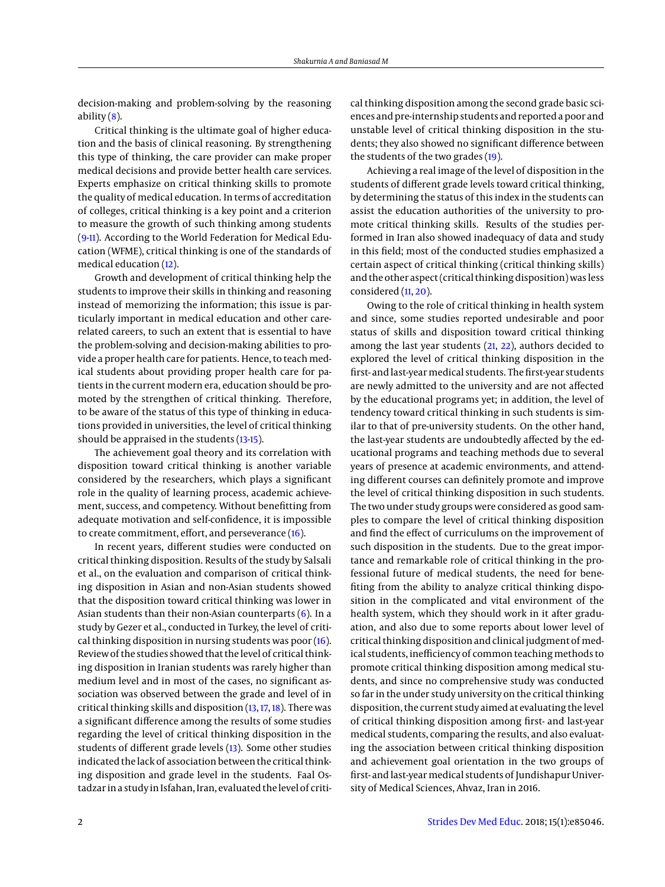decision-making and problem-solving by the reasoning ability (8).

Critical thinking is the ultimate goal of higher education and the basis of clinical reasoning. By strengthening this type of thinking, the care provider can make proper medical decisions and provide better health care services. Experts emphasize on critical thinking skills to promote the quality of medical education. In terms of accreditation of colleges, critical thinking is a key point and a criterion to measure the growth of such thinking among students (9-11). According to the World Federation for Medical Education (WFME), critical thinking is one of the standards of medical education (12).

Growth and development of critical thinking help the students to improve their skills in thinking and reasoning instead of memorizing the information; this issue is particularly important in medical education and other care-related careers, to such an extent that is essential to have the problem-solving and decision-making abilities to provide a proper health care for patients. Hence, to teach medical students about providing proper health care for patients in the current modern era, education should be promoted by the strengthen of critical thinking. Therefore, to be aware of the status of this type of thinking in educations provided in universities, the level of critical thinking should be appraised in the students (13-15).

The achievement goal theory and its correlation with disposition toward critical thinking is another variable considered by the researchers, which plays a significant role in the quality of learning process, academic achievement, success, and competency. Without benefitting from adequate motivation and self-confidence, it is impossible to create commitment, effort, and perseverance (16).

In recent years, different studies were conducted on critical thinking disposition. Results of the study by Salsali et al., on the evaluation and comparison of critical thinking disposition in Asian and non-Asian students showed that the disposition toward critical thinking was lower in Asian students than their non-Asian counterparts (6). In a study by Gezer et al., conducted in Turkey, the level of critical thinking disposition in nursing students was poor (16). Review of the studies showed that the level of critical thinking disposition in Iranian students was rarely higher than medium level and in most of the cases, no significant association was observed between the grade and level of in critical thinking skills and disposition (13, 17, 18). There was a significant difference among the results of some studies regarding the level of critical thinking disposition in the students of different grade levels (13). Some other studies indicated the lack of association between the critical thinking disposition and grade level in the students. Faal Ostadzar in a study in Isfahan, Iran, evaluated the level of critical thinking disposition among the second grade basic sciences and pre-internship students and reported a poor and unstable level of critical thinking disposition in the students; they also showed no significant difference between the students of the two grades (19).

Achieving a real image of the level of disposition in the students of different grade levels toward critical thinking, by determining the status of this index in the students can assist the education authorities of the university to promote critical thinking skills. Results of the studies performed in Iran also showed inadequacy of data and study in this field; most of the conducted studies emphasized a certain aspect of critical thinking (critical thinking skills) and the other aspect (critical thinking disposition) was less considered (11, 20).

Owing to the role of critical thinking in health system and since, some studies reported undesirable and poor status of skills and disposition toward critical thinking among the last year students (21, 22), authors decided to explored the level of critical thinking disposition in the first- and last-year medical students. The first-year students are newly admitted to the university and are not affected by the educational programs yet; in addition, the level of tendency toward critical thinking in such students is similar to that of pre-university students. On the other hand, the last-year students are undoubtedly affected by the educational programs and teaching methods due to several years of presence at academic environments, and attending different courses can definitely promote and improve the level of critical thinking disposition in such students. The two under study groups were considered as good samples to compare the level of critical thinking disposition and find the effect of curriculums on the improvement of such disposition in the students. Due to the great importance and remarkable role of critical thinking in the professional future of medical students, the need for benefiting from the ability to analyze critical thinking disposition in the complicated and vital environment of the health system, which they should work in it after graduation, and also due to some reports about lower level of critical thinking disposition and clinical judgment of medical students, inefficiency of common teaching methods to promote critical thinking disposition among medical students, and since no comprehensive study was conducted so far in the under study university on the critical thinking disposition, the current study aimed at evaluating the level of critical thinking disposition among first- and last-year medical students, comparing the results, and also evaluating the association between critical thinking disposition and achievement goal orientation in the two groups of first- and last-year medical students of Jundishapur University of Medical Sciences, Ahvaz, Iran in 2016.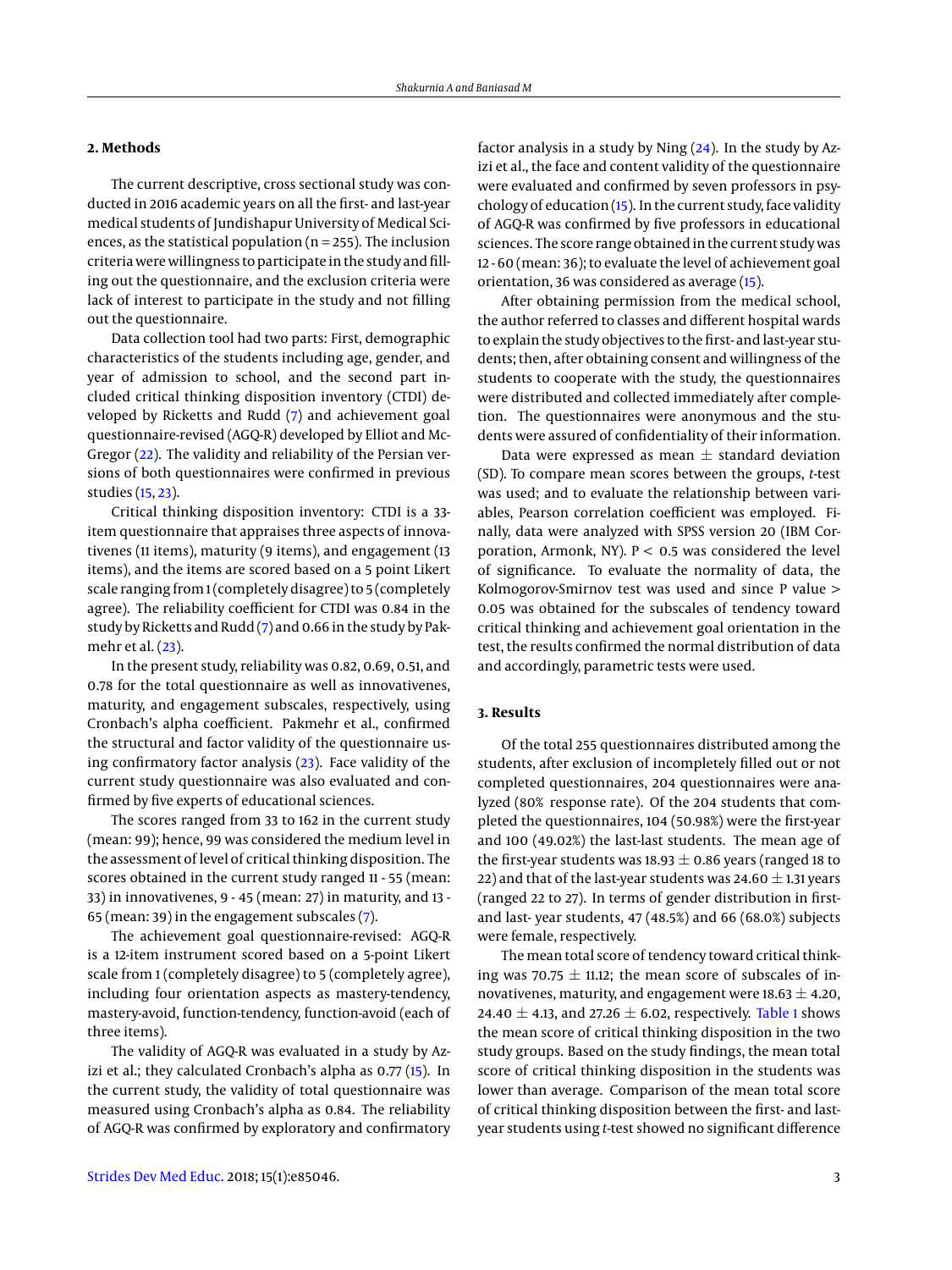## 2. Methods

The current descriptive, cross sectional study was conducted in 2016 academic years on all the first- and last-year medical students of Jundishapur University of Medical Sciences, as the statistical population (n = 255). The inclusion criteria were willingness to participate in the study and filling out the questionnaire, and the exclusion criteria were lack of interest to participate in the study and not filling out the questionnaire.

Data collection tool had two parts: First, demographic characteristics of the students including age, gender, and year of admission to school, and the second part included critical thinking disposition inventory (CTDI) developed by Ricketts and Rudd (7) and achievement goal questionnaire-revised (AGQ-R) developed by Elliot and McGregor (22). The validity and reliability of the Persian versions of both questionnaires were confirmed in previous studies (15, 23).

Critical thinking disposition inventory: CTDI is a 33-item questionnaire that appraises three aspects of innovativenes (11 items), maturity (9 items), and engagement (13 items), and the items are scored based on a 5 point Likert scale ranging from 1 (completely disagree) to 5 (completely agree). The reliability coefficient for CTDI was 0.84 in the study by Ricketts and Rudd (7) and 0.66 in the study by Pakmehr et al. (23).

In the present study, reliability was 0.82, 0.69, 0.51, and 0.78 for the total questionnaire as well as innovativenes, maturity, and engagement subscales, respectively, using Cronbach's alpha coefficient. Pakmehr et al., confirmed the structural and factor validity of the questionnaire using confirmatory factor analysis (23). Face validity of the current study questionnaire was also evaluated and confirmed by five experts of educational sciences.

The scores ranged from 33 to 162 in the current study (mean: 99); hence, 99 was considered the medium level in the assessment of level of critical thinking disposition. The scores obtained in the current study ranged 11 - 55 (mean: 33) in innovativenes, 9 - 45 (mean: 27) in maturity, and 13 - 65 (mean: 39) in the engagement subscales (7).

The achievement goal questionnaire-revised: AGQ-R is a 12-item instrument scored based on a 5-point Likert scale from 1 (completely disagree) to 5 (completely agree), including four orientation aspects as mastery-tendency, mastery-avoid, function-tendency, function-avoid (each of three items).

The validity of AGQ-R was evaluated in a study by Azizi et al.; they calculated Cronbach's alpha as 0.77 (15). In the current study, the validity of total questionnaire was measured using Cronbach's alpha as 0.84. The reliability of AGQ-R was confirmed by exploratory and confirmatory factor analysis in a study by Ning (24). In the study by Azizi et al., the face and content validity of the questionnaire were evaluated and confirmed by seven professors in psychology of education (15). In the current study, face validity of AGQ-R was confirmed by five professors in educational sciences. The score range obtained in the current study was 12 - 60 (mean: 36); to evaluate the level of achievement goal orientation, 36 was considered as average (15).

After obtaining permission from the medical school, the author referred to classes and different hospital wards to explain the study objectives to the first- and last-year students; then, after obtaining consent and willingness of the students to cooperate with the study, the questionnaires were distributed and collected immediately after completion. The questionnaires were anonymous and the students were assured of confidentiality of their information.

Data were expressed as mean ± standard deviation (SD). To compare mean scores between the groups, *t*-test was used; and to evaluate the relationship between variables, Pearson correlation coefficient was employed. Finally, data were analyzed with SPSS version 20 (IBM Corporation, Armonk, NY). $P < 0.5$ was considered the level of significance. To evaluate the normality of data, the Kolmogorov-Smirnov test was used and since P value > 0.05 was obtained for the subscales of tendency toward critical thinking and achievement goal orientation in the test, the results confirmed the normal distribution of data and accordingly, parametric tests were used.

## 3. Results

Of the total 255 questionnaires distributed among the students, after exclusion of incompletely filled out or not completed questionnaires, 204 questionnaires were analyzed (80% response rate). Of the 204 students that completed the questionnaires, 104 (50.98%) were the first-year and 100 (49.02%) the last-last students. The mean age of the first-year students was 18.93 ± 0.86 years (ranged 18 to 22) and that of the last-year students was 24.60 ± 1.31 years (ranged 22 to 27). In terms of gender distribution in first- and last- year students, 47 (48.5%) and 66 (68.0%) subjects were female, respectively.

The mean total score of tendency toward critical thinking was 70.75 ± 11.12; the mean score of subscales of innovativenes, maturity, and engagement were 18.63 ± 4.20, 24.40 ± 4.13, and 27.26 ± 6.02, respectively. Table 1 shows the mean score of critical thinking disposition in the two study groups. Based on the study findings, the mean total score of critical thinking disposition in the students was lower than average. Comparison of the mean total score of critical thinking disposition between the first- and last-year students using *t*-test showed no significant difference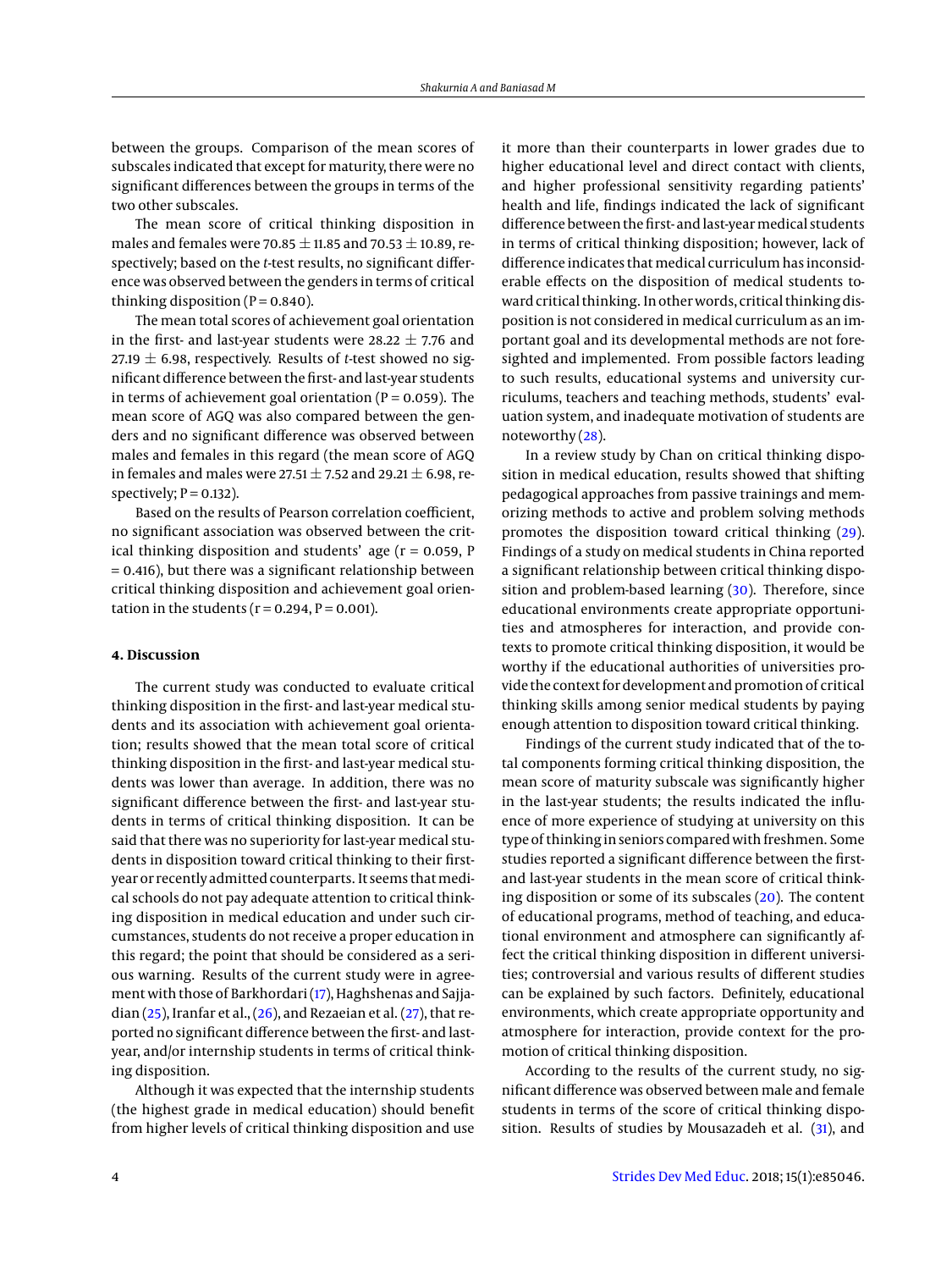between the groups. Comparison of the mean scores of subscales indicated that except for maturity, there were no significant differences between the groups in terms of the two other subscales.

The mean score of critical thinking disposition in males and females were $70.85 \pm 11.85$ and $70.53 \pm 10.89$, respectively; based on the *t*-test results, no significant difference was observed between the genders in terms of critical thinking disposition ($P = 0.840$).

The mean total scores of achievement goal orientation in the first- and last-year students were $28.22 \pm 7.76$ and $27.19 \pm 6.98$, respectively. Results of *t*-test showed no significant difference between the first- and last-year students in terms of achievement goal orientation ($P = 0.059$). The mean score of AGQ was also compared between the genders and no significant difference was observed between males and females in this regard (the mean score of AGQ in females and males were $27.51 \pm 7.52$ and $29.21 \pm 6.98$, respectively; $P = 0.132$).

Based on the results of Pearson correlation coefficient, no significant association was observed between the critical thinking disposition and students' age ($r = 0.059$, $P = 0.416$), but there was a significant relationship between critical thinking disposition and achievement goal orientation in the students ($r = 0.294$, $P = 0.001$).

## 4. Discussion

The current study was conducted to evaluate critical thinking disposition in the first- and last-year medical students and its association with achievement goal orientation; results showed that the mean total score of critical thinking disposition in the first- and last-year medical students was lower than average. In addition, there was no significant difference between the first- and last-year students in terms of critical thinking disposition. It can be said that there was no superiority for last-year medical students in disposition toward critical thinking to their first-year or recently admitted counterparts. It seems that medical schools do not pay adequate attention to critical thinking disposition in medical education and under such circumstances, students do not receive a proper education in this regard; the point that should be considered as a serious warning. Results of the current study were in agreement with those of Barkhordari (17), Haghshenas and Sajjadian (25), Iranfar et al., (26), and Rezaeian et al. (27), that reported no significant difference between the first- and last-year, and/or internship students in terms of critical thinking disposition.

Although it was expected that the internship students (the highest grade in medical education) should benefit from higher levels of critical thinking disposition and use it more than their counterparts in lower grades due to higher educational level and direct contact with clients, and higher professional sensitivity regarding patients' health and life, findings indicated the lack of significant difference between the first- and last-year medical students in terms of critical thinking disposition; however, lack of difference indicates that medical curriculum has inconsiderable effects on the disposition of medical students toward critical thinking. In other words, critical thinking disposition is not considered in medical curriculum as an important goal and its developmental methods are not foresighted and implemented. From possible factors leading to such results, educational systems and university curriculums, teachers and teaching methods, students' evaluation system, and inadequate motivation of students are noteworthy (28).

In a review study by Chan on critical thinking disposition in medical education, results showed that shifting pedagogical approaches from passive trainings and memorizing methods to active and problem solving methods promotes the disposition toward critical thinking (29). Findings of a study on medical students in China reported a significant relationship between critical thinking disposition and problem-based learning (30). Therefore, since educational environments create appropriate opportunities and atmospheres for interaction, and provide contexts to promote critical thinking disposition, it would be worthy if the educational authorities of universities provide the context for development and promotion of critical thinking skills among senior medical students by paying enough attention to disposition toward critical thinking.

Findings of the current study indicated that of the total components forming critical thinking disposition, the mean score of maturity subscale was significantly higher in the last-year students; the results indicated the influence of more experience of studying at university on this type of thinking in seniors compared with freshmen. Some studies reported a significant difference between the first- and last-year students in the mean score of critical thinking disposition or some of its subscales (20). The content of educational programs, method of teaching, and educational environment and atmosphere can significantly affect the critical thinking disposition in different universities; controversial and various results of different studies can be explained by such factors. Definitely, educational environments, which create appropriate opportunity and atmosphere for interaction, provide context for the promotion of critical thinking disposition.

According to the results of the current study, no significant difference was observed between male and female students in terms of the score of critical thinking disposition. Results of studies by Mousazadeh et al. (31), and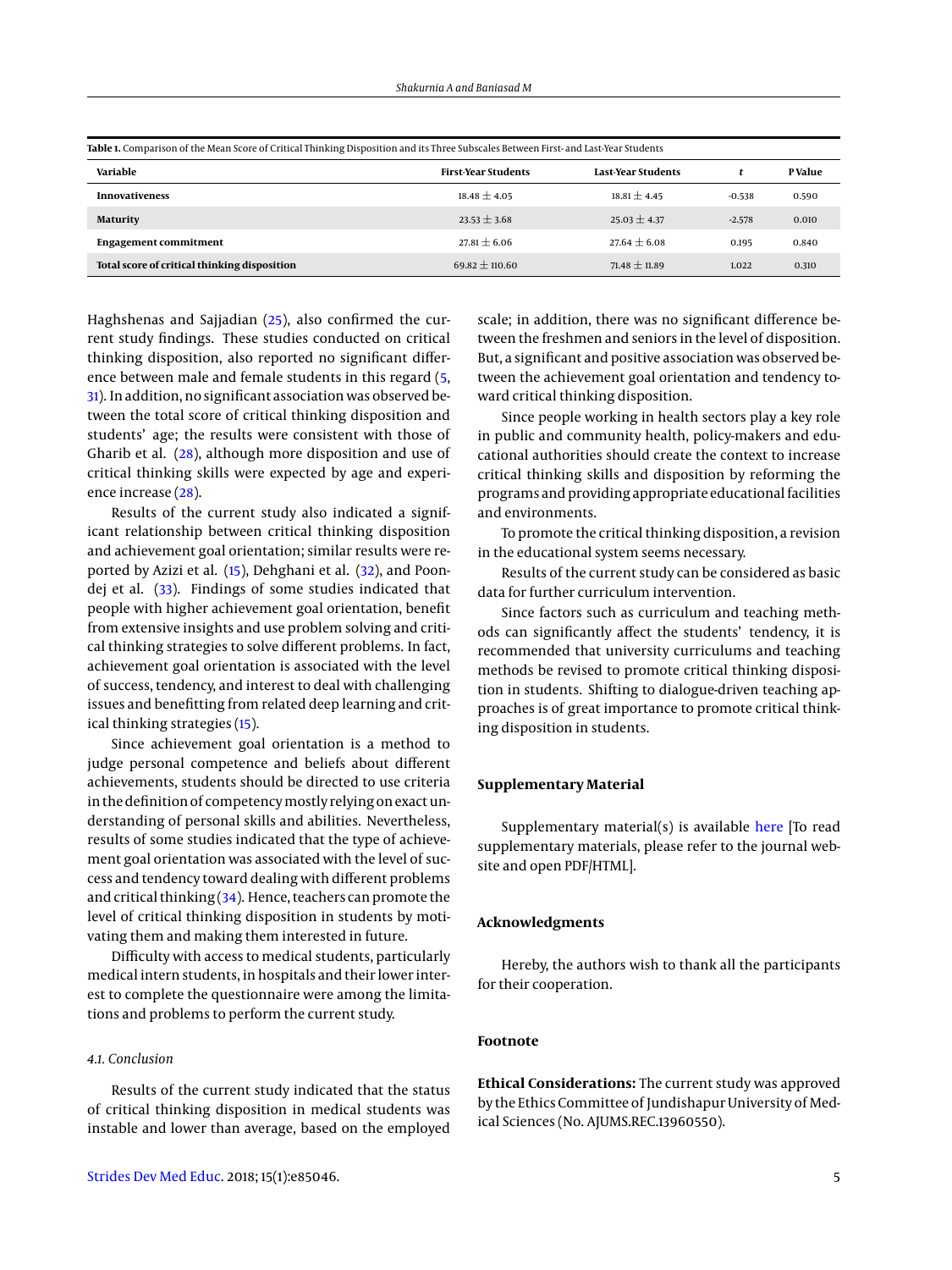**Table 1.** Comparison of the Mean Score of Critical Thinking Disposition and its Three Subscales Between First- and Last-Year Students

| Variable | First-Year Students | Last-Year Students | t | P Value |
|---|---|---|---|---|
| **Innovativeness** | 18.48 ± 4.05 | 18.81 ± 4.45 | -0.538 | 0.590 |
| **Maturity** | 23.53 ± 3.68 | 25.03 ± 4.37 | -2.578 | 0.010 |
| **Engagement commitment** | 27.81 ± 6.06 | 27.64 ± 6.08 | 0.195 | 0.840 |
| **Total score of critical thinking disposition** | 69.82 ± 110.60 | 71.48 ± 11.89 | 1.022 | 0.310 |

Haghshenas and Sajjadian (25), also confirmed the current study findings. These studies conducted on critical thinking disposition, also reported no significant difference between male and female students in this regard (5, 31). In addition, no significant association was observed between the total score of critical thinking disposition and students' age; the results were consistent with those of Gharib et al. (28), although more disposition and use of critical thinking skills were expected by age and experience increase (28).

Results of the current study also indicated a significant relationship between critical thinking disposition and achievement goal orientation; similar results were reported by Azizi et al. (15), Dehghani et al. (32), and Poondej et al. (33). Findings of some studies indicated that people with higher achievement goal orientation, benefit from extensive insights and use problem solving and critical thinking strategies to solve different problems. In fact, achievement goal orientation is associated with the level of success, tendency, and interest to deal with challenging issues and benefitting from related deep learning and critical thinking strategies (15).

Since achievement goal orientation is a method to judge personal competence and beliefs about different achievements, students should be directed to use criteria in the definition of competency mostly relying on exact understanding of personal skills and abilities. Nevertheless, results of some studies indicated that the type of achievement goal orientation was associated with the level of success and tendency toward dealing with different problems and critical thinking (34). Hence, teachers can promote the level of critical thinking disposition in students by motivating them and making them interested in future.

Difficulty with access to medical students, particularly medical intern students, in hospitals and their lower interest to complete the questionnaire were among the limitations and problems to perform the current study.

### 4.1. Conclusion

Results of the current study indicated that the status of critical thinking disposition in medical students was instable and lower than average, based on the employed scale; in addition, there was no significant difference between the freshmen and seniors in the level of disposition. But, a significant and positive association was observed between the achievement goal orientation and tendency toward critical thinking disposition.

Since people working in health sectors play a key role in public and community health, policy-makers and educational authorities should create the context to increase critical thinking skills and disposition by reforming the programs and providing appropriate educational facilities and environments.

To promote the critical thinking disposition, a revision in the educational system seems necessary.

Results of the current study can be considered as basic data for further curriculum intervention.

Since factors such as curriculum and teaching methods can significantly affect the students' tendency, it is recommended that university curriculums and teaching methods be revised to promote critical thinking disposition in students. Shifting to dialogue-driven teaching approaches is of great importance to promote critical thinking disposition in students.

## Supplementary Material

Supplementary material(s) is available here [To read supplementary materials, please refer to the journal website and open PDF/HTML].

## Acknowledgments

Hereby, the authors wish to thank all the participants for their cooperation.

## Footnote

**Ethical Considerations:** The current study was approved by the Ethics Committee of Jundishapur University of Medical Sciences (No. AJUMS.REC.13960550).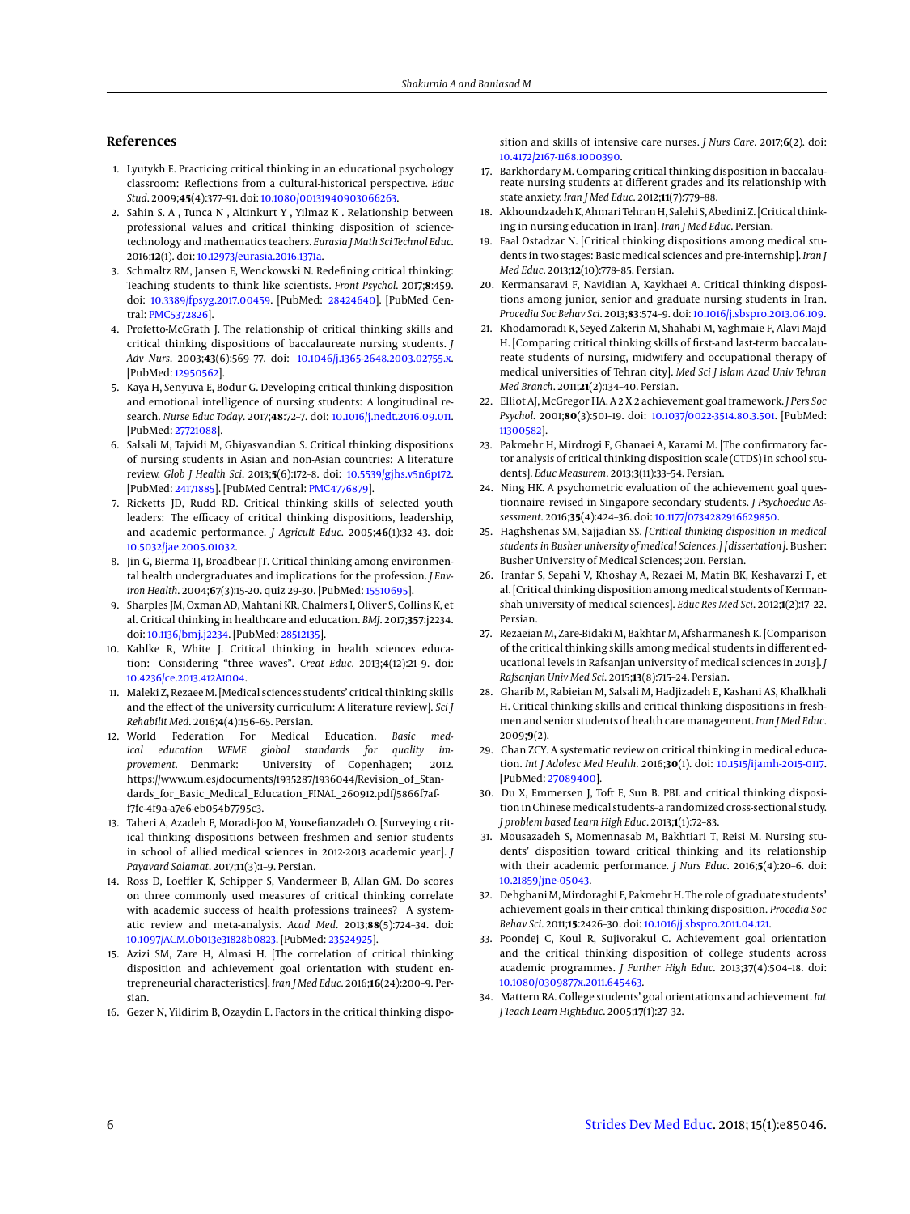## References

1. Lyutykh E. Practicing critical thinking in an educational psychology classroom: Reflections from a cultural-historical perspective. *Educ Stud*. 2009;**45**(4):377–91. doi: 10.1080/00131940903066263.
2. Sahin S. A , Tunca N , Altinkurt Y , Yilmaz K . Relationship between professional values and critical thinking disposition of science-technology and mathematics teachers. *Eurasia J Math Sci Technol Educ*. 2016;**12**(1). doi: 10.12973/eurasia.2016.1371a.
3. Schmaltz RM, Jansen E, Wenckowski N. Redefining critical thinking: Teaching students to think like scientists. *Front Psychol*. 2017;**8**:459. doi: 10.3389/fpsyg.2017.00459. [PubMed: 28424640]. [PubMed Central: PMC5372826].
4. Profetto-McGrath J. The relationship of critical thinking skills and critical thinking dispositions of baccalaureate nursing students. *J Adv Nurs*. 2003;**43**(6):569–77. doi: 10.1046/j.1365-2648.2003.02755.x. [PubMed: 12950562].
5. Kaya H, Senyuva E, Bodur G. Developing critical thinking disposition and emotional intelligence of nursing students: A longitudinal research. *Nurse Educ Today*. 2017;**48**:72–7. doi: 10.1016/j.nedt.2016.09.011. [PubMed: 27721088].
6. Salsali M, Tajvidi M, Ghiyasvandian S. Critical thinking dispositions of nursing students in Asian and non-Asian countries: A literature review. *Glob J Health Sci*. 2013;**5**(6):172–8. doi: 10.5539/gjhs.v5n6p172. [PubMed: 24171885]. [PubMed Central: PMC4776879].
7. Ricketts JD, Rudd RD. Critical thinking skills of selected youth leaders: The efficacy of critical thinking dispositions, leadership, and academic performance. *J Agricult Educ*. 2005;**46**(1):32–43. doi: 10.5032/jae.2005.01032.
8. Jin G, Bierma TJ, Broadbear JT. Critical thinking among environmental health undergraduates and implications for the profession. *J Environ Health*. 2004;**67**(3):15-20. quiz 29-30. [PubMed: 15510695].
9. Sharples JM, Oxman AD, Mahtani KR, Chalmers I, Oliver S, Collins K, et al. Critical thinking in healthcare and education. *BMJ*. 2017;**357**:j2234. doi: 10.1136/bmj.j2234. [PubMed: 28512135].
10. Kahlke R, White J. Critical thinking in health sciences education: Considering "three waves". *Creat Educ*. 2013;**4**(12):21–9. doi: 10.4236/ce.2013.412A1004.
11. Maleki Z, Rezaee M. [Medical sciences students' critical thinking skills and the effect of the university curriculum: A literature review]. *Sci J Rehabilit Med*. 2016;**4**(4):156–65. Persian.
12. World Federation For Medical Education. *Basic medical education WFME global standards for quality improvement*. Denmark: University of Copenhagen; 2012. https://www.um.es/documents/1935287/1936044/Revision_of_Standards_for_Basic_Medical_Education_FINAL_260912.pdf/5866f7af-f7fc-4f9a-a7e6-eb054b7795c3.
13. Taheri A, Azadeh F, Moradi-Joo M, Yousefianzadeh O. [Surveying critical thinking dispositions between freshmen and senior students in school of allied medical sciences in 2012-2013 academic year]. *J Payavard Salamat*. 2017;**11**(3):1–9. Persian.
14. Ross D, Loeffler K, Schipper S, Vandermeer B, Allan GM. Do scores on three commonly used measures of critical thinking correlate with academic success of health professions trainees? A systematic review and meta-analysis. *Acad Med*. 2013;**88**(5):724–34. doi: 10.1097/ACM.0b013e31828b0823. [PubMed: 23524925].
15. Azizi SM, Zare H, Almasi H. [The correlation of critical thinking disposition and achievement goal orientation with student entrepreneurial characteristics]. *Iran J Med Educ*. 2016;**16**(24):200–9. Persian.
16. Gezer N, Yildirim B, Ozaydin E. Factors in the critical thinking disposition and skills of intensive care nurses. *J Nurs Care*. 2017;**6**(2). doi: 10.4172/2167-1168.1000390.
17. Barkhordary M. Comparing critical thinking disposition in baccalaureate nursing students at different grades and its relationship with state anxiety. *Iran J Med Educ*. 2012;**11**(7):779–88.
18. Akhoundzadeh K, Ahmari Tehran H, Salehi S, Abedini Z. [Critical thinking in nursing education in Iran]. *Iran J Med Educ*. Persian.
19. Faal Ostadzar N. [Critical thinking dispositions among medical students in two stages: Basic medical sciences and pre-internship]. *Iran J Med Educ*. 2013;**12**(10):778–85. Persian.
20. Kermansaravi F, Navidian A, Kaykhaei A. Critical thinking dispositions among junior, senior and graduate nursing students in Iran. *Procedia Soc Behav Sci*. 2013;**83**:574–9. doi: 10.1016/j.sbspro.2013.06.109.
21. Khodamoradi K, Seyed Zakerin M, Shahabi M, Yaghmaie F, Alavi Majd H. [Comparing critical thinking skills of first-and last-term baccalaureate students of nursing, midwifery and occupational therapy of medical universities of Tehran city]. *Med Sci J Islam Azad Univ Tehran Med Branch*. 2011;**21**(2):134–40. Persian.
22. Elliot AJ, McGregor HA. A 2 X 2 achievement goal framework. *J Pers Soc Psychol*. 2001;**80**(3):501–19. doi: 10.1037/0022-3514.80.3.501. [PubMed: 11300582].
23. Pakmehr H, Mirdrogi F, Ghanaei A, Karami M. [The confirmatory factor analysis of critical thinking disposition scale (CTDS) in school students]. *Educ Measurem*. 2013;**3**(11):33–54. Persian.
24. Ning HK. A psychometric evaluation of the achievement goal questionnaire–revised in Singapore secondary students. *J Psychoeduc Assessment*. 2016;**35**(4):424–36. doi: 10.1177/0734282916629850.
25. Haghshenas SM, Sajjadian SS. *[Critical thinking disposition in medical students in Busher university of medical Sciences.] [dissertation]*. Busher: Busher University of Medical Sciences; 2011. Persian.
26. Iranfar S, Sepahi V, Khoshay A, Rezaei M, Matin BK, Keshavarzi F, et al. [Critical thinking disposition among medical students of Kermanshah university of medical sciences]. *Educ Res Med Sci*. 2012;**1**(2):17–22. Persian.
27. Rezaeian M, Zare-Bidaki M, Bakhtar M, Afsharmanesh K. [Comparison of the critical thinking skills among medical students in different educational levels in Rafsanjan university of medical sciences in 2013]. *J Rafsanjan Univ Med Sci*. 2015;**13**(8):715–24. Persian.
28. Gharib M, Rabieian M, Salsali M, Hadjizadeh E, Kashani AS, Khalkhali H. Critical thinking skills and critical thinking dispositions in freshmen and senior students of health care management. *Iran J Med Educ*. 2009;**9**(2).
29. Chan ZCY. A systematic review on critical thinking in medical education. *Int J Adolesc Med Health*. 2016;**30**(1). doi: 10.1515/ijamh-2015-0117. [PubMed: 27089400].
30. Du X, Emmersen J, Toft E, Sun B. PBL and critical thinking disposition in Chinese medical students–a randomized cross-sectional study. *J problem based Learn High Educ*. 2013;**1**(1):72–83.
31. Mousazadeh S, Momennasab M, Bakhtiari T, Reisi M. Nursing students' disposition toward critical thinking and its relationship with their academic performance. *J Nurs Educ*. 2016;**5**(4):20–6. doi: 10.21859/jne-05043.
32. Dehghani M, Mirdoraghi F, Pakmehr H. The role of graduate students' achievement goals in their critical thinking disposition. *Procedia Soc Behav Sci*. 2011;**15**:2426–30. doi: 10.1016/j.sbspro.2011.04.121.
33. Poondej C, Koul R, Sujivorakul C. Achievement goal orientation and the critical thinking disposition of college students across academic programmes. *J Further High Educ*. 2013;**37**(4):504–18. doi: 10.1080/0309877x.2011.645463.
34. Mattern RA. College students' goal orientations and achievement. *Int J Teach Learn HighEduc*. 2005;**17**(1):27–32.